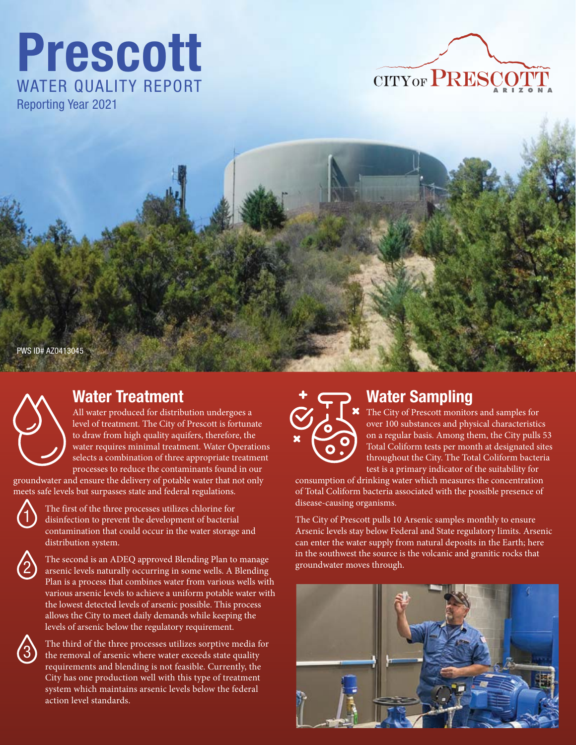# Prescott

## WATER QUALITY REPORT

Reporting Year 2021

CITY OF PRESCOTT ARIZONA

PWS ID# AZ0413045

## Water Treatment

All water produced for distribution undergoes a level of treatment. The City of Prescott is fortunate to draw from high quality aquifers, therefore, the water requires minimal treatment. Water Operations selects a combination of three appropriate treatment processes to reduce the contaminants found in our groundwater and ensure the delivery of potable water that not only meets safe levels but surpasses state and federal regulations.

1. The first of the three processes utilizes chlorine for disinfection to prevent the development of bacterial contamination that could occur in the water storage and distribution system.

2. The second is an ADEQ approved Blending Plan to manage arsenic levels naturally occurring in some wells. A Blending Plan is a process that combines water from various wells with various arsenic levels to achieve a uniform potable water with the lowest detected levels of arsenic possible. This process allows the City to meet daily demands while keeping the levels of arsenic below the regulatory requirement.

3. The third of the three processes utilizes sorptive media for the removal of arsenic where water exceeds state quality requirements and blending is not feasible. Currently, the City has one production well with this type of treatment system which maintains arsenic levels below the federal action level standards.

## Water Sampling

The City of Prescott monitors and samples for over 100 substances and physical characteristics on a regular basis. Among them, the City pulls 53 Total Coliform tests per month at designated sites throughout the City. The Total Coliform bacteria test is a primary indicator of the suitability for consumption of drinking water which measures the concentration of Total Coliform bacteria associated with the possible presence of disease-causing organisms.

The City of Prescott pulls 10 Arsenic samples monthly to ensure Arsenic levels stay below Federal and State regulatory limits. Arsenic can enter the water supply from natural deposits in the Earth; here in the southwest the source is the volcanic and granitic rocks that groundwater moves through.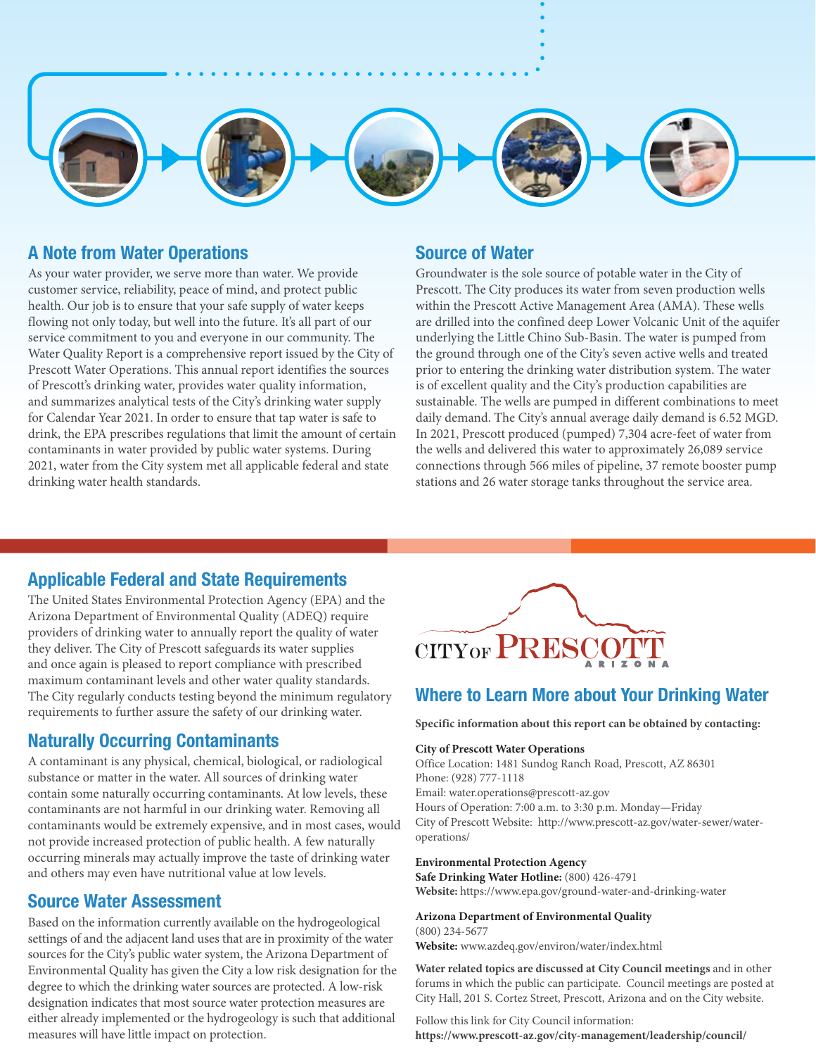## A Note from Water Operations

As your water provider, we serve more than water. We provide customer service, reliability, peace of mind, and protect public health. Our job is to ensure that your safe supply of water keeps flowing not only today, but well into the future. It's all part of our service commitment to you and everyone in our community. The Water Quality Report is a comprehensive report issued by the City of Prescott Water Operations. This annual report identifies the sources of Prescott's drinking water, provides water quality information, and summarizes analytical tests of the City's drinking water supply for Calendar Year 2021. In order to ensure that tap water is safe to drink, the EPA prescribes regulations that limit the amount of certain contaminants in water provided by public water systems. During 2021, water from the City system met all applicable federal and state drinking water health standards.

## Source of Water

Groundwater is the sole source of potable water in the City of Prescott. The City produces its water from seven production wells within the Prescott Active Management Area (AMA). These wells are drilled into the confined deep Lower Volcanic Unit of the aquifer underlying the Little Chino Sub-Basin. The water is pumped from the ground through one of the City's seven active wells and treated prior to entering the drinking water distribution system. The water is of excellent quality and the City's production capabilities are sustainable. The wells are pumped in different combinations to meet daily demand. The City's annual average daily demand is 6.52 MGD. In 2021, Prescott produced (pumped) 7,304 acre-feet of water from the wells and delivered this water to approximately 26,089 service connections through 566 miles of pipeline, 37 remote booster pump stations and 26 water storage tanks throughout the service area.

## Applicable Federal and State Requirements

The United States Environmental Protection Agency (EPA) and the Arizona Department of Environmental Quality (ADEQ) require providers of drinking water to annually report the quality of water they deliver. The City of Prescott safeguards its water supplies and once again is pleased to report compliance with prescribed maximum contaminant levels and other water quality standards. The City regularly conducts testing beyond the minimum regulatory requirements to further assure the safety of our drinking water.

## Naturally Occurring Contaminants

A contaminant is any physical, chemical, biological, or radiological substance or matter in the water. All sources of drinking water contain some naturally occurring contaminants. At low levels, these contaminants are not harmful in our drinking water. Removing all contaminants would be extremely expensive, and in most cases, would not provide increased protection of public health. A few naturally occurring minerals may actually improve the taste of drinking water and others may even have nutritional value at low levels.

## Source Water Assessment

Based on the information currently available on the hydrogeological settings of and the adjacent land uses that are in proximity of the water sources for the City's public water system, the Arizona Department of Environmental Quality has given the City a low risk designation for the degree to which the drinking water sources are protected. A low-risk designation indicates that most source water protection measures are either already implemented or the hydrogeology is such that additional measures will have little impact on protection.

CITY OF PRESCOTT ARIZONA

## Where to Learn More about Your Drinking Water

**Specific information about this report can be obtained by contacting:**

**City of Prescott Water Operations**
Office Location: 1481 Sundog Ranch Road, Prescott, AZ 86301
Phone: (928) 777-1118
Email: water.operations@prescott-az.gov
Hours of Operation: 7:00 a.m. to 3:30 p.m. Monday—Friday
City of Prescott Website: http://www.prescott-az.gov/water-sewer/water-operations/

**Environmental Protection Agency**
**Safe Drinking Water Hotline:** (800) 426-4791
**Website:** https://www.epa.gov/ground-water-and-drinking-water

**Arizona Department of Environmental Quality**
(800) 234-5677
**Website:** www.azdeq.gov/environ/water/index.html

**Water related topics are discussed at City Council meetings** and in other forums in which the public can participate. Council meetings are posted at City Hall, 201 S. Cortez Street, Prescott, Arizona and on the City website.

Follow this link for City Council information:
**https://www.prescott-az.gov/city-management/leadership/council/**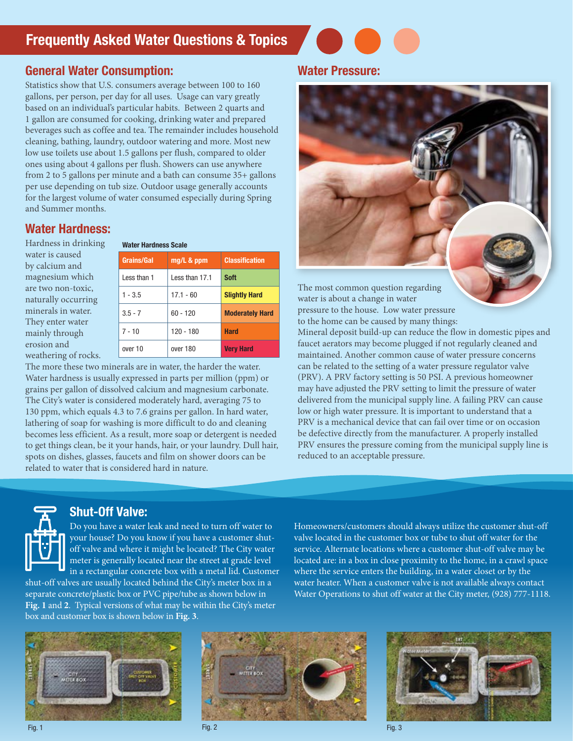# Frequently Asked Water Questions & Topics

## General Water Consumption:

Statistics show that U.S. consumers average between 100 to 160 gallons, per person, per day for all uses. Usage can vary greatly based on an individual's particular habits. Between 2 quarts and 1 gallon are consumed for cooking, drinking water and prepared beverages such as coffee and tea. The remainder includes household cleaning, bathing, laundry, outdoor watering and more. Most new low use toilets use about 1.5 gallons per flush, compared to older ones using about 4 gallons per flush. Showers can use anywhere from 2 to 5 gallons per minute and a bath can consume 35+ gallons per use depending on tub size. Outdoor usage generally accounts for the largest volume of water consumed especially during Spring and Summer months.

## Water Hardness:

Hardness in drinking water is caused by calcium and magnesium which are two non-toxic, naturally occurring minerals in water. They enter water mainly through erosion and weathering of rocks.

**Water Hardness Scale**

| Grains/Gal | mg/L & ppm | Classification |
|---|---|---|
| Less than 1 | Less than 17.1 | **Soft** |
| 1 - 3.5 | 17.1 - 60 | **Slightly Hard** |
| 3.5 - 7 | 60 - 120 | **Moderately Hard** |
| 7 - 10 | 120 - 180 | **Hard** |
| over 10 | over 180 | **Very Hard** |

The more these two minerals are in water, the harder the water. Water hardness is usually expressed in parts per million (ppm) or grains per gallon of dissolved calcium and magnesium carbonate. The City's water is considered moderately hard, averaging 75 to 130 ppm, which equals 4.3 to 7.6 grains per gallon. In hard water, lathering of soap for washing is more difficult to do and cleaning becomes less efficient. As a result, more soap or detergent is needed to get things clean, be it your hands, hair, or your laundry. Dull hair, spots on dishes, glasses, faucets and film on shower doors can be related to water that is considered hard in nature.

## Water Pressure:

The most common question regarding water is about a change in water pressure to the house. Low water pressure to the home can be caused by many things: Mineral deposit build-up can reduce the flow in domestic pipes and faucet aerators may become plugged if not regularly cleaned and maintained. Another common cause of water pressure concerns can be related to the setting of a water pressure regulator valve (PRV). A PRV factory setting is 50 PSI. A previous homeowner may have adjusted the PRV setting to limit the pressure of water delivered from the municipal supply line. A failing PRV can cause low or high water pressure. It is important to understand that a PRV is a mechanical device that can fail over time or on occasion be defective directly from the manufacturer. A properly installed PRV ensures the pressure coming from the municipal supply line is reduced to an acceptable pressure.

## Shut-Off Valve:

Do you have a water leak and need to turn off water to your house? Do you know if you have a customer shut-off valve and where it might be located? The City water meter is generally located near the street at grade level in a rectangular concrete box with a metal lid. Customer shut-off valves are usually located behind the City's meter box in a separate concrete/plastic box or PVC pipe/tube as shown below in **Fig. 1** and **2**. Typical versions of what may be within the City's meter box and customer box is shown below in **Fig. 3**.

Homeowners/customers should always utilize the customer shut-off valve located in the customer box or tube to shut off water for the service. Alternate locations where a customer shut-off valve may be located are: in a box in close proximity to the home, in a crawl space where the service enters the building, in a water closet or by the water heater. When a customer valve is not available always contact Water Operations to shut off water at the City meter, (928) 777-1118.

Fig. 1

Fig. 2

Fig. 3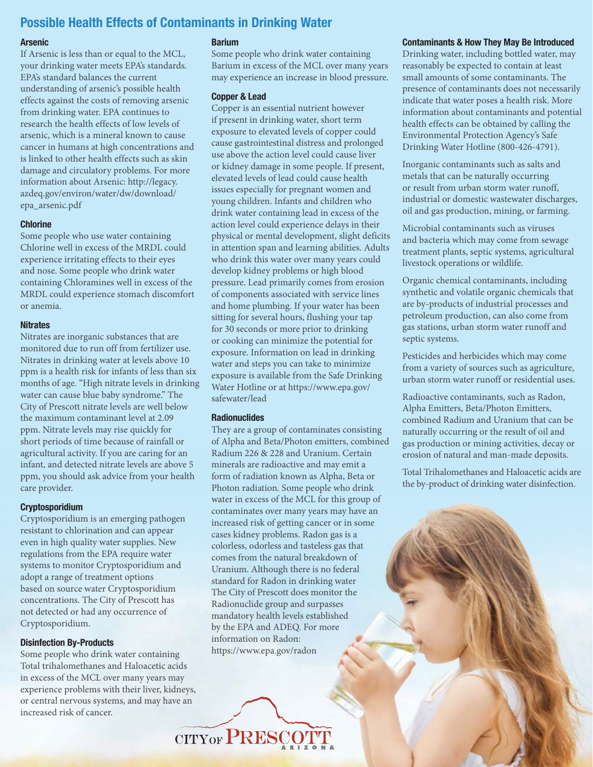# Possible Health Effects of Contaminants in Drinking Water

### Arsenic

If Arsenic is less than or equal to the MCL, your drinking water meets EPA's standards. EPA's standard balances the current understanding of arsenic's possible health effects against the costs of removing arsenic from drinking water. EPA continues to research the health effects of low levels of arsenic, which is a mineral known to cause cancer in humans at high concentrations and is linked to other health effects such as skin damage and circulatory problems. For more information about Arsenic: http://legacy.azdeq.gov/environ/water/dw/download/epa_arsenic.pdf

### Chlorine

Some people who use water containing Chlorine well in excess of the MRDL could experience irritating effects to their eyes and nose. Some people who drink water containing Chloramines well in excess of the MRDL could experience stomach discomfort or anemia.

### Nitrates

Nitrates are inorganic substances that are monitored due to run off from fertilizer use. Nitrates in drinking water at levels above 10 ppm is a health risk for infants of less than six months of age. "High nitrate levels in drinking water can cause blue baby syndrome." The City of Prescott nitrate levels are well below the maximum contaminant level at 2.09 ppm. Nitrate levels may rise quickly for short periods of time because of rainfall or agricultural activity. If you are caring for an infant, and detected nitrate levels are above 5 ppm, you should ask advice from your health care provider.

### Cryptosporidium

Cryptosporidium is an emerging pathogen resistant to chlorination and can appear even in high quality water supplies. New regulations from the EPA require water systems to monitor Cryptosporidium and adopt a range of treatment options based on source water Cryptosporidium concentrations. The City of Prescott has not detected or had any occurrence of Cryptosporidium.

### Disinfection By-Products

Some people who drink water containing Total trihalomethanes and Haloacetic acids in excess of the MCL over many years may experience problems with their liver, kidneys, or central nervous systems, and may have an increased risk of cancer.

### Barium

Some people who drink water containing Barium in excess of the MCL over many years may experience an increase in blood pressure.

### Copper & Lead

Copper is an essential nutrient however if present in drinking water, short term exposure to elevated levels of copper could cause gastrointestinal distress and prolonged use above the action level could cause liver or kidney damage in some people. If present, elevated levels of lead could cause health issues especially for pregnant women and young children. Infants and children who drink water containing lead in excess of the action level could experience delays in their physical or mental development, slight deficits in attention span and learning abilities. Adults who drink this water over many years could develop kidney problems or high blood pressure. Lead primarily comes from erosion of components associated with service lines and home plumbing. If your water has been sitting for several hours, flushing your tap for 30 seconds or more prior to drinking or cooking can minimize the potential for exposure. Information on lead in drinking water and steps you can take to minimize exposure is available from the Safe Drinking Water Hotline or at https://www.epa.gov/safewater/lead

### Radionuclides

They are a group of contaminates consisting of Alpha and Beta/Photon emitters, combined Radium 226 & 228 and Uranium. Certain minerals are radioactive and may emit a form of radiation known as Alpha, Beta or Photon radiation. Some people who drink water in excess of the MCL for this group of contaminates over many years may have an increased risk of getting cancer or in some cases kidney problems. Radon gas is a colorless, odorless and tasteless gas that comes from the natural breakdown of Uranium. Although there is no federal standard for Radon in drinking water The City of Prescott does monitor the Radionuclide group and surpasses mandatory health levels established by the EPA and ADEQ. For more information on Radon: https://www.epa.gov/radon

### Contaminants & How They May Be Introduced

Drinking water, including bottled water, may reasonably be expected to contain at least small amounts of some contaminants. The presence of contaminants does not necessarily indicate that water poses a health risk. More information about contaminants and potential health effects can be obtained by calling the Environmental Protection Agency's Safe Drinking Water Hotline (800-426-4791).

Inorganic contaminants such as salts and metals that can be naturally occurring or result from urban storm water runoff, industrial or domestic wastewater discharges, oil and gas production, mining, or farming.

Microbial contaminants such as viruses and bacteria which may come from sewage treatment plants, septic systems, agricultural livestock operations or wildlife.

Organic chemical contaminants, including synthetic and volatile organic chemicals that are by-products of industrial processes and petroleum production, can also come from gas stations, urban storm water runoff and septic systems.

Pesticides and herbicides which may come from a variety of sources such as agriculture, urban storm water runoff or residential uses.

Radioactive contaminants, such as Radon, Alpha Emitters, Beta/Photon Emitters, combined Radium and Uranium that can be naturally occurring or the result of oil and gas production or mining activities, decay or erosion of natural and man-made deposits.

Total Trihalomethanes and Haloacetic acids are the by-product of drinking water disinfection.

CITY OF PRESCOTT ARIZONA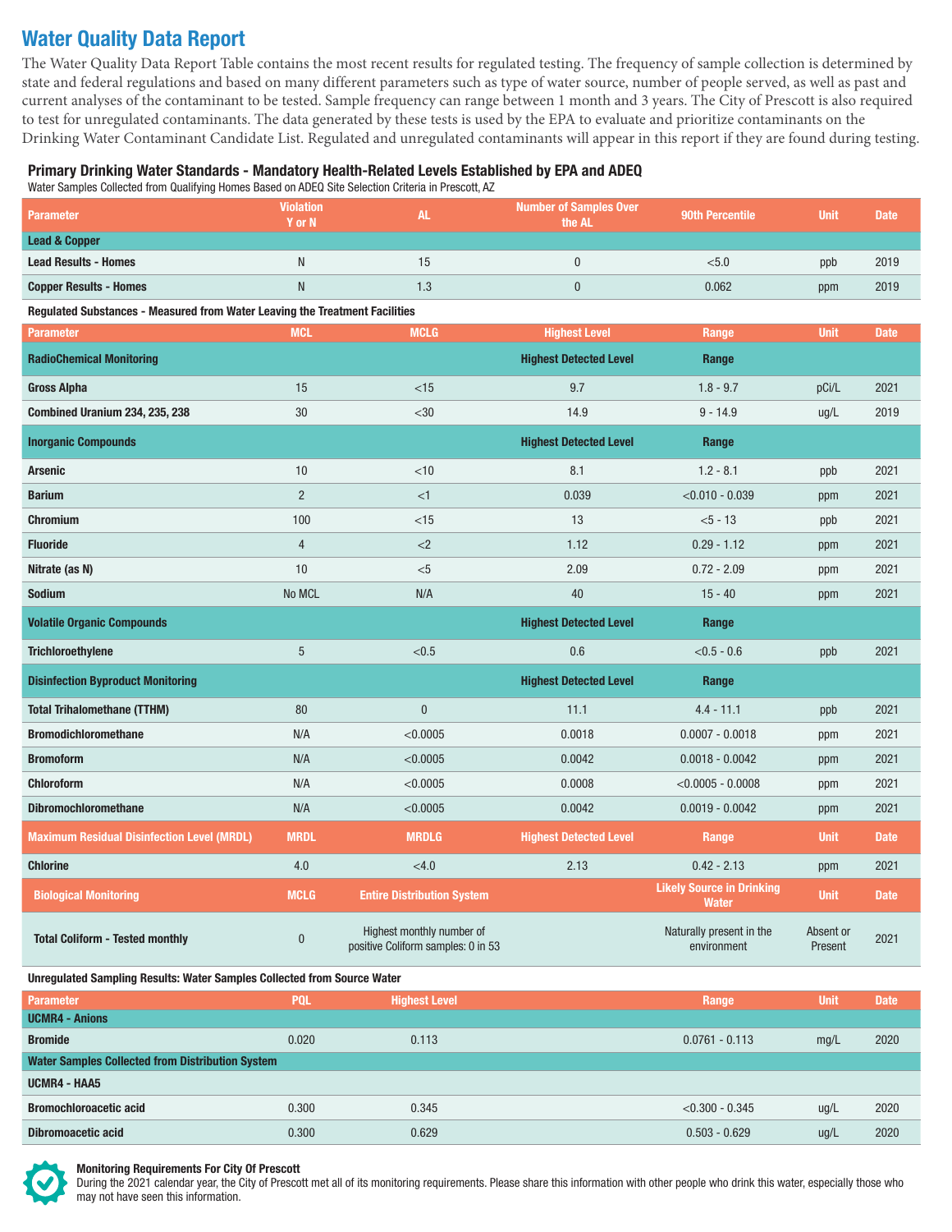# Water Quality Data Report

The Water Quality Data Report Table contains the most recent results for regulated testing. The frequency of sample collection is determined by state and federal regulations and based on many different parameters such as type of water source, number of people served, as well as past and current analyses of the contaminant to be tested. Sample frequency can range between 1 month and 3 years. The City of Prescott is also required to test for unregulated contaminants. The data generated by these tests is used by the EPA to evaluate and prioritize contaminants on the Drinking Water Contaminant Candidate List. Regulated and unregulated contaminants will appear in this report if they are found during testing.

### Primary Drinking Water Standards - Mandatory Health-Related Levels Established by EPA and ADEQ

Water Samples Collected from Qualifying Homes Based on ADEQ Site Selection Criteria in Prescott, AZ

| Parameter | Violation Y or N | AL | Number of Samples Over the AL | 90th Percentile | Unit | Date |
|---|---|---|---|---|---|---|
| **Lead & Copper** | | | | | | |
| **Lead Results - Homes** | N | 15 | 0 | <5.0 | ppb | 2019 |
| **Copper Results - Homes** | N | 1.3 | 0 | 0.062 | ppm | 2019 |

**Regulated Substances - Measured from Water Leaving the Treatment Facilities**

| Parameter | MCL | MCLG | Highest Level | Range | Unit | Date |
|---|---|---|---|---|---|---|
| **RadioChemical Monitoring** | | | **Highest Detected Level** | **Range** | | |
| **Gross Alpha** | 15 | <15 | 9.7 | 1.8 - 9.7 | pCi/L | 2021 |
| **Combined Uranium 234, 235, 238** | 30 | <30 | 14.9 | 9 - 14.9 | ug/L | 2019 |
| **Inorganic Compounds** | | | **Highest Detected Level** | **Range** | | |
| **Arsenic** | 10 | <10 | 8.1 | 1.2 - 8.1 | ppb | 2021 |
| **Barium** | 2 | <1 | 0.039 | <0.010 - 0.039 | ppm | 2021 |
| **Chromium** | 100 | <15 | 13 | <5 - 13 | ppb | 2021 |
| **Fluoride** | 4 | <2 | 1.12 | 0.29 - 1.12 | ppm | 2021 |
| **Nitrate (as N)** | 10 | <5 | 2.09 | 0.72 - 2.09 | ppm | 2021 |
| **Sodium** | No MCL | N/A | 40 | 15 - 40 | ppm | 2021 |
| **Volatile Organic Compounds** | | | **Highest Detected Level** | **Range** | | |
| **Trichloroethylene** | 5 | <0.5 | 0.6 | <0.5 - 0.6 | ppb | 2021 |
| **Disinfection Byproduct Monitoring** | | | **Highest Detected Level** | **Range** | | |
| **Total Trihalomethane (TTHM)** | 80 | 0 | 11.1 | 4.4 - 11.1 | ppb | 2021 |
| **Bromodichloromethane** | N/A | <0.0005 | 0.0018 | 0.0007 - 0.0018 | ppm | 2021 |
| **Bromoform** | N/A | <0.0005 | 0.0042 | 0.0018 - 0.0042 | ppm | 2021 |
| **Chloroform** | N/A | <0.0005 | 0.0008 | <0.0005 - 0.0008 | ppm | 2021 |
| **Dibromochloromethane** | N/A | <0.0005 | 0.0042 | 0.0019 - 0.0042 | ppm | 2021 |
| **Maximum Residual Disinfection Level (MRDL)** | **MRDL** | **MRDLG** | **Highest Detected Level** | **Range** | **Unit** | **Date** |
| **Chlorine** | 4.0 | <4.0 | 2.13 | 0.42 - 2.13 | ppm | 2021 |
| **Biological Monitoring** | **MCLG** | **Entire Distribution System** | | **Likely Source in Drinking Water** | **Unit** | **Date** |
| **Total Coliform - Tested monthly** | 0 | Highest monthly number of positive Coliform samples: 0 in 53 | | Naturally present in the environment | Absent or Present | 2021 |

**Unregulated Sampling Results: Water Samples Collected from Source Water**

| Parameter | PQL | Highest Level | Range | Unit | Date |
|---|---|---|---|---|---|
| **UCMR4 - Anions** | | | | | |
| **Bromide** | 0.020 | 0.113 | 0.0761 - 0.113 | mg/L | 2020 |
| **Water Samples Collected from Distribution System** | | | | | |
| **UCMR4 - HAA5** | | | | | |
| **Bromochloroacetic acid** | 0.300 | 0.345 | <0.300 - 0.345 | ug/L | 2020 |
| **Dibromoacetic acid** | 0.300 | 0.629 | 0.503 - 0.629 | ug/L | 2020 |

**Monitoring Requirements For City Of Prescott**

During the 2021 calendar year, the City of Prescott met all of its monitoring requirements. Please share this information with other people who drink this water, especially those who may not have seen this information.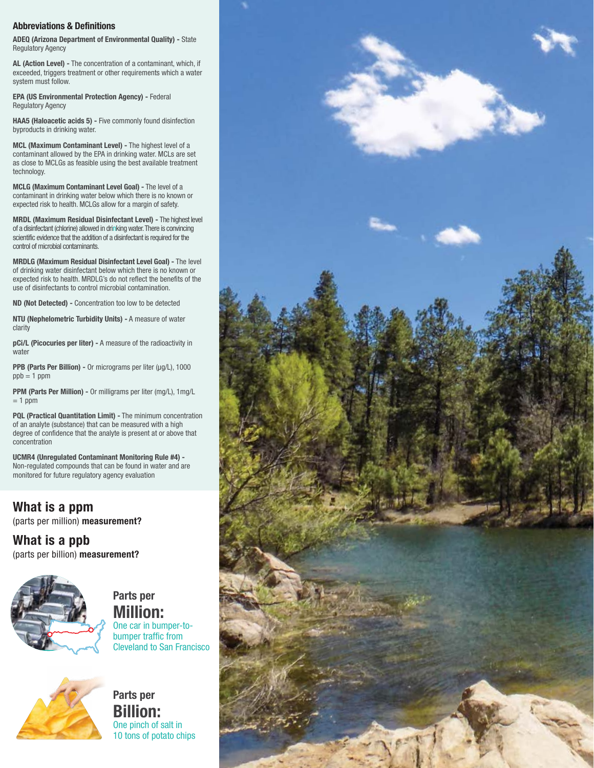## Abbreviations & Definitions

**ADEQ (Arizona Department of Environmental Quality) -** State Regulatory Agency

**AL (Action Level) -** The concentration of a contaminant, which, if exceeded, triggers treatment or other requirements which a water system must follow.

**EPA (US Environmental Protection Agency) -** Federal Regulatory Agency

**HAA5 (Haloacetic acids 5) -** Five commonly found disinfection byproducts in drinking water.

**MCL (Maximum Contaminant Level) -** The highest level of a contaminant allowed by the EPA in drinking water. MCLs are set as close to MCLGs as feasible using the best available treatment technology.

**MCLG (Maximum Contaminant Level Goal) -** The level of a contaminant in drinking water below which there is no known or expected risk to health. MCLGs allow for a margin of safety.

**MRDL (Maximum Residual Disinfectant Level) -** The highest level of a disinfectant (chlorine) allowed in drinking water. There is convincing scientific evidence that the addition of a disinfectant is required for the control of microbial contaminants.

**MRDLG (Maximum Residual Disinfectant Level Goal) -** The level of drinking water disinfectant below which there is no known or expected risk to health. MRDLG's do not reflect the benefits of the use of disinfectants to control microbial contamination.

**ND (Not Detected) -** Concentration too low to be detected

**NTU (Nephelometric Turbidity Units) -** A measure of water clarity

**pCi/L (Picocuries per liter) -** A measure of the radioactivity in water

**PPB (Parts Per Billion) -** Or micrograms per liter (µg/L), 1000 ppb = 1 ppm

**PPM (Parts Per Million) -** Or milligrams per liter (mg/L), 1mg/L = 1 ppm

**PQL (Practical Quantitation Limit) -** The minimum concentration of an analyte (substance) that can be measured with a high degree of confidence that the analyte is present at or above that concentration

**UCMR4 (Unregulated Contaminant Monitoring Rule #4) -** Non-regulated compounds that can be found in water and are monitored for future regulatory agency evaluation

## What is a ppm (parts per million) **measurement?**

## What is a ppb (parts per billion) **measurement?**

### Parts per Million:

One car in bumper-to-bumper traffic from Cleveland to San Francisco

### Parts per Billion:

One pinch of salt in 10 tons of potato chips